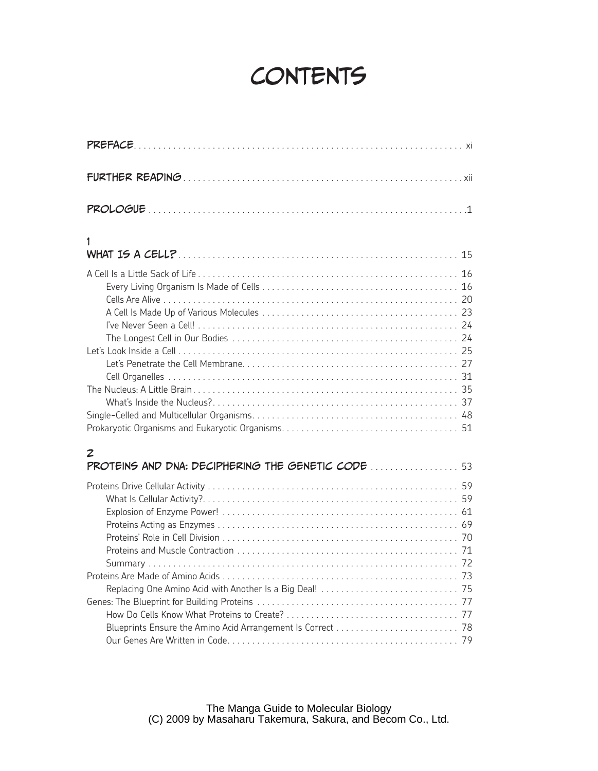# Contents

**Preface** .... xi

**Further Reading** .... xii

**Prologue** .... 1

## 1
## What Is a Cell? .... 15

A Cell Is a Little Sack of Life .... 16
- Every Living Organism Is Made of Cells .... 16
- Cells Are Alive .... 20
- A Cell Is Made Up of Various Molecules .... 23
- I've Never Seen a Cell! .... 24
- The Longest Cell in Our Bodies .... 24

Let's Look Inside a Cell .... 25
- Let's Penetrate the Cell Membrane .... 27
- Cell Organelles .... 31

The Nucleus: A Little Brain .... 35
- What's Inside the Nucleus? .... 37

Single-Celled and Multicellular Organisms .... 48

Prokaryotic Organisms and Eukaryotic Organisms .... 51

## 2
## Proteins and DNA: Deciphering the Genetic Code .... 53

Proteins Drive Cellular Activity .... 59
- What Is Cellular Activity? .... 59
- Explosion of Enzyme Power! .... 61
- Proteins Acting as Enzymes .... 69
- Proteins' Role in Cell Division .... 70
- Proteins and Muscle Contraction .... 71
- Summary .... 72

Proteins Are Made of Amino Acids .... 73
- Replacing One Amino Acid with Another Is a Big Deal! .... 75

Genes: The Blueprint for Building Proteins .... 77
- How Do Cells Know What Proteins to Create? .... 77
- Blueprints Ensure the Amino Acid Arrangement Is Correct .... 78
- Our Genes Are Written in Code .... 79

The Manga Guide to Molecular Biology
(C) 2009 by Masaharu Takemura, Sakura, and Becom Co., Ltd.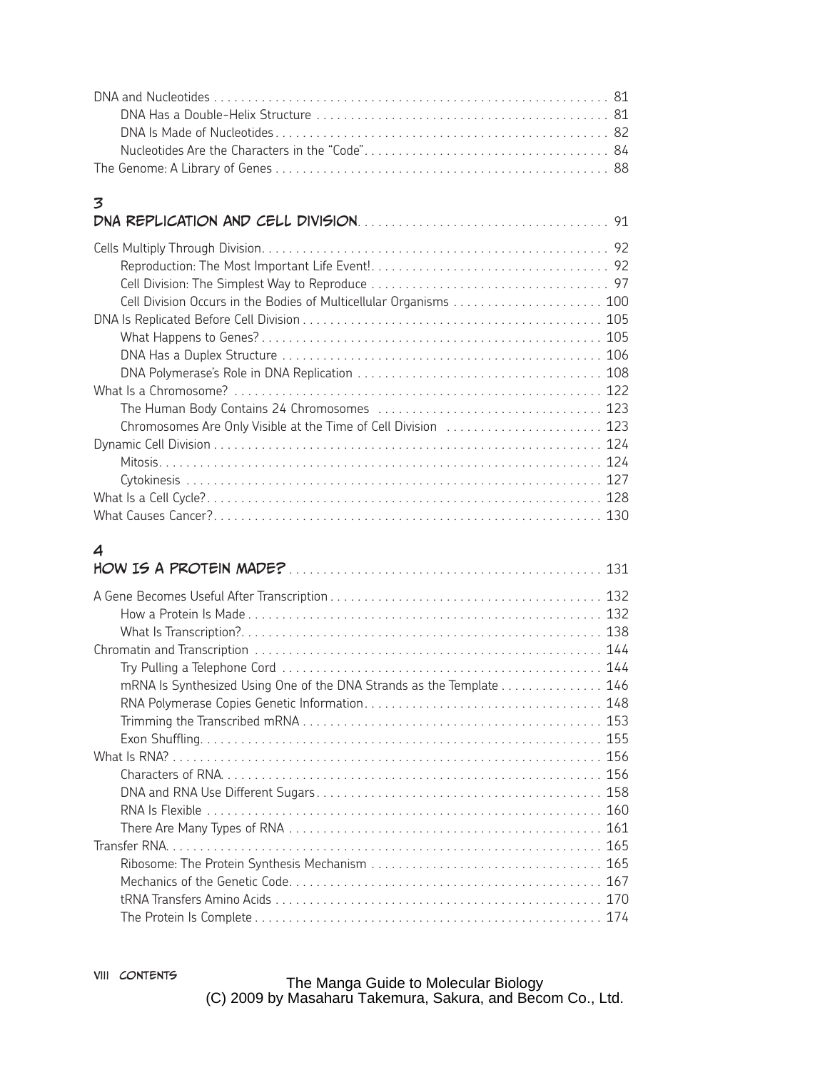DNA and Nucleotides . . . . . . . . . . 81
- DNA Has a Double-Helix Structure . . . . . . . . . . 81
- DNA Is Made of Nucleotides . . . . . . . . . . 82
- Nucleotides Are the Characters in the "Code" . . . . . . . . . . 84

The Genome: A Library of Genes . . . . . . . . . . 88

## 3
## DNA REPLICATION AND CELL DIVISION . . . . . . . . . . 91

Cells Multiply Through Division . . . . . . . . . . 92
- Reproduction: The Most Important Life Event! . . . . . . . . . . 92
- Cell Division: The Simplest Way to Reproduce . . . . . . . . . . 97
- Cell Division Occurs in the Bodies of Multicellular Organisms . . . . . . . . . . 100

DNA Is Replicated Before Cell Division . . . . . . . . . . 105
- What Happens to Genes? . . . . . . . . . . 105
- DNA Has a Duplex Structure . . . . . . . . . . 106
- DNA Polymerase's Role in DNA Replication . . . . . . . . . . 108

What Is a Chromosome? . . . . . . . . . . 122
- The Human Body Contains 24 Chromosomes . . . . . . . . . . 123
- Chromosomes Are Only Visible at the Time of Cell Division . . . . . . . . . . 123

Dynamic Cell Division . . . . . . . . . . 124
- Mitosis . . . . . . . . . . 124
- Cytokinesis . . . . . . . . . . 127

What Is a Cell Cycle? . . . . . . . . . . 128

What Causes Cancer? . . . . . . . . . . 130

## 4
## HOW IS A PROTEIN MADE? . . . . . . . . . . 131

A Gene Becomes Useful After Transcription . . . . . . . . . . 132
- How a Protein Is Made . . . . . . . . . . 132
- What Is Transcription? . . . . . . . . . . 138

Chromatin and Transcription . . . . . . . . . . 144
- Try Pulling a Telephone Cord . . . . . . . . . . 144
- mRNA Is Synthesized Using One of the DNA Strands as the Template . . . . . . . . . . 146
- RNA Polymerase Copies Genetic Information . . . . . . . . . . 148
- Trimming the Transcribed mRNA . . . . . . . . . . 153
- Exon Shuffling . . . . . . . . . . 155

What Is RNA? . . . . . . . . . . 156
- Characters of RNA . . . . . . . . . . 156
- DNA and RNA Use Different Sugars . . . . . . . . . . 158
- RNA Is Flexible . . . . . . . . . . 160
- There Are Many Types of RNA . . . . . . . . . . 161

Transfer RNA . . . . . . . . . . 165
- Ribosome: The Protein Synthesis Mechanism . . . . . . . . . . 165
- Mechanics of the Genetic Code . . . . . . . . . . 167
- tRNA Transfers Amino Acids . . . . . . . . . . 170
- The Protein Is Complete . . . . . . . . . . 174

The Manga Guide to Molecular Biology
(C) 2009 by Masaharu Takemura, Sakura, and Becom Co., Ltd.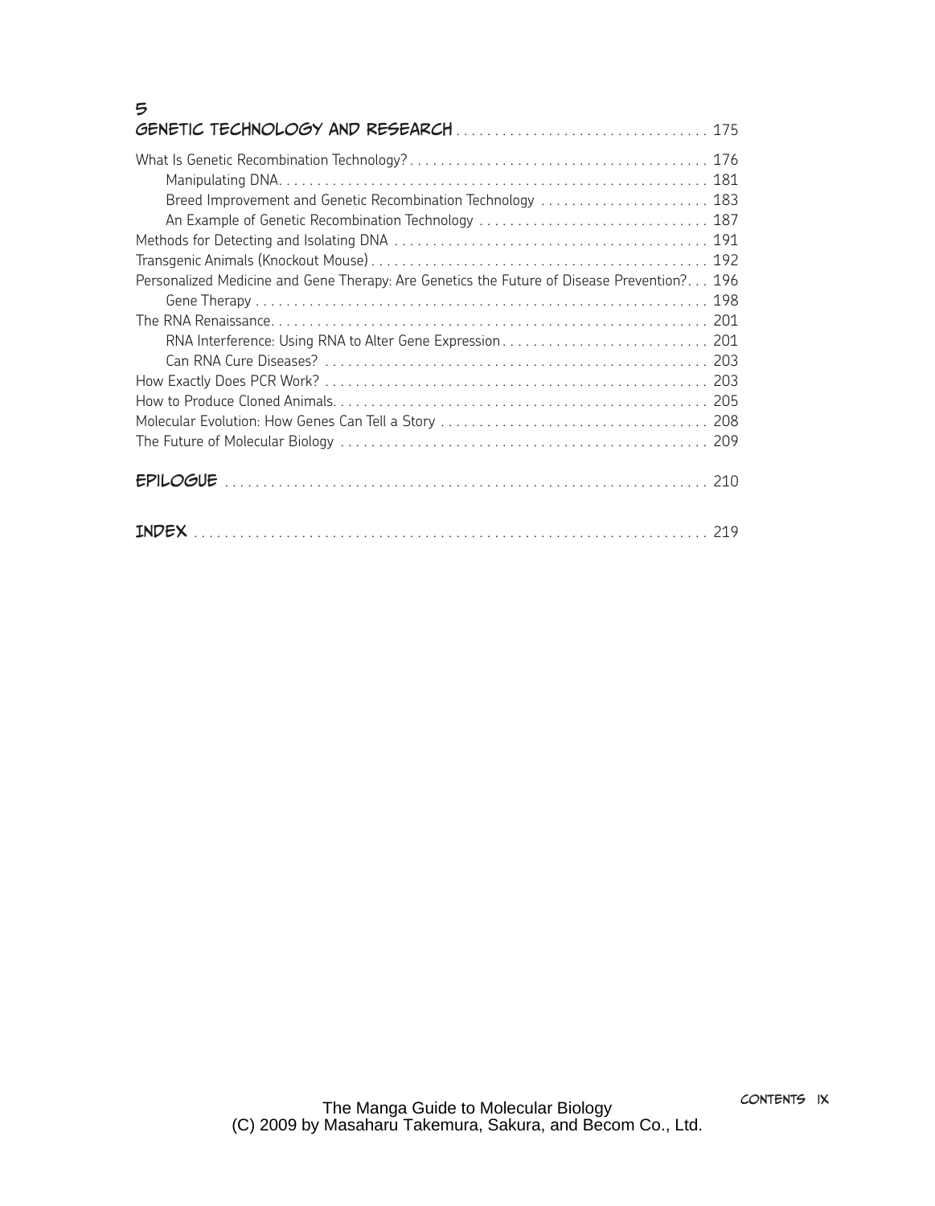## 5 GENETIC TECHNOLOGY AND RESEARCH . . . . . . . . . . 175

What Is Genetic Recombination Technology? . . . . . . . . . . 176
- Manipulating DNA . . . . . . . . . . 181
- Breed Improvement and Genetic Recombination Technology . . . . . . . . . . 183
- An Example of Genetic Recombination Technology . . . . . . . . . . 187

Methods for Detecting and Isolating DNA . . . . . . . . . . 191

Transgenic Animals (Knockout Mouse) . . . . . . . . . . 192

Personalized Medicine and Gene Therapy: Are Genetics the Future of Disease Prevention? . . . 196
- Gene Therapy . . . . . . . . . . 198

The RNA Renaissance . . . . . . . . . . 201
- RNA Interference: Using RNA to Alter Gene Expression . . . . . . . . . . 201
- Can RNA Cure Diseases? . . . . . . . . . . 203

How Exactly Does PCR Work? . . . . . . . . . . 203

How to Produce Cloned Animals . . . . . . . . . . 205

Molecular Evolution: How Genes Can Tell a Story . . . . . . . . . . 208

The Future of Molecular Biology . . . . . . . . . . 209

## EPILOGUE . . . . . . . . . . 210

## INDEX . . . . . . . . . . 219

The Manga Guide to Molecular Biology
(C) 2009 by Masaharu Takemura, Sakura, and Becom Co., Ltd.